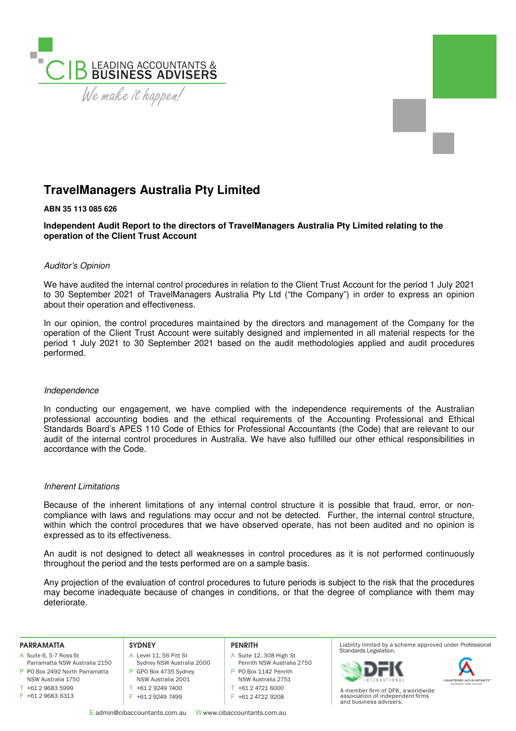# TravelManagers Australia Pty Limited

**ABN 35 113 085 626**

**Independent Audit Report to the directors of TravelManagers Australia Pty Limited relating to the operation of the Client Trust Account**

*Auditor's Opinion*

We have audited the internal control procedures in relation to the Client Trust Account for the period 1 July 2021 to 30 September 2021 of TravelManagers Australia Pty Ltd ("the Company") in order to express an opinion about their operation and effectiveness.

In our opinion, the control procedures maintained by the directors and management of the Company for the operation of the Client Trust Account were suitably designed and implemented in all material respects for the period 1 July 2021 to 30 September 2021 based on the audit methodologies applied and audit procedures performed.

*Independence*

In conducting our engagement, we have complied with the independence requirements of the Australian professional accounting bodies and the ethical requirements of the Accounting Professional and Ethical Standards Board's APES 110 Code of Ethics for Professional Accountants (the Code) that are relevant to our audit of the internal control procedures in Australia. We have also fulfilled our other ethical responsibilities in accordance with the Code.

*Inherent Limitations*

Because of the inherent limitations of any internal control structure it is possible that fraud, error, or non-compliance with laws and regulations may occur and not be detected. Further, the internal control structure, within which the control procedures that we have observed operate, has not been audited and no opinion is expressed as to its effectiveness.

An audit is not designed to detect all weaknesses in control procedures as it is not performed continuously throughout the period and the tests performed are on a sample basis.

Any projection of the evaluation of control procedures to future periods is subject to the risk that the procedures may become inadequate because of changes in conditions, or that the degree of compliance with them may deteriorate.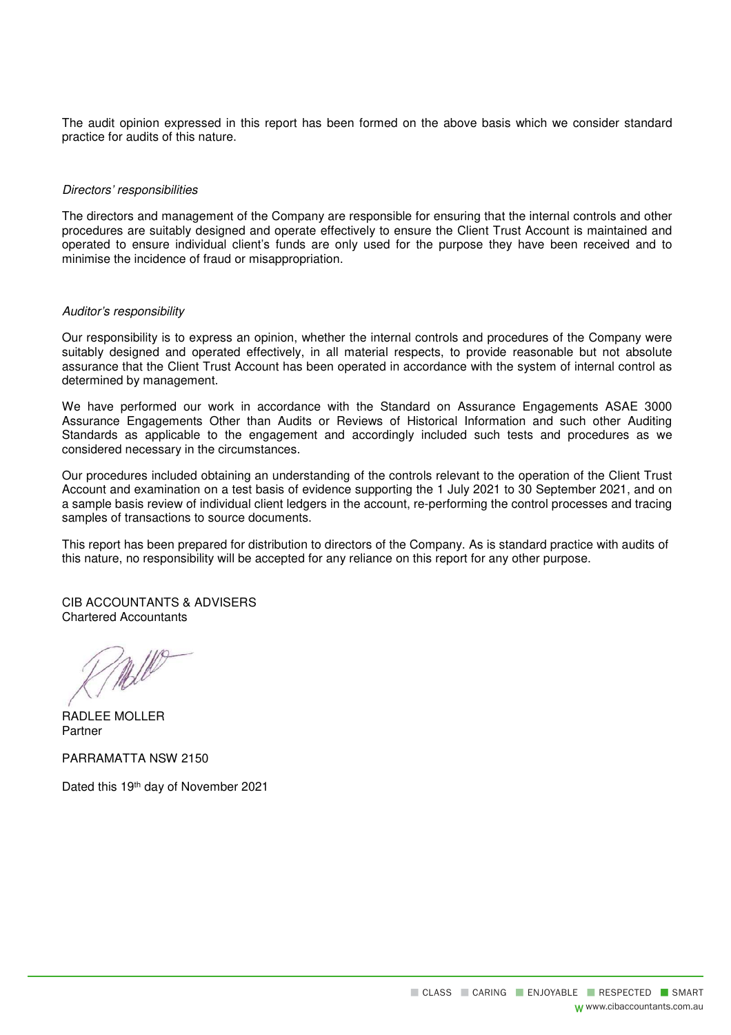The audit opinion expressed in this report has been formed on the above basis which we consider standard practice for audits of this nature.

*Directors' responsibilities*

The directors and management of the Company are responsible for ensuring that the internal controls and other procedures are suitably designed and operate effectively to ensure the Client Trust Account is maintained and operated to ensure individual client's funds are only used for the purpose they have been received and to minimise the incidence of fraud or misappropriation.

*Auditor's responsibility*

Our responsibility is to express an opinion, whether the internal controls and procedures of the Company were suitably designed and operated effectively, in all material respects, to provide reasonable but not absolute assurance that the Client Trust Account has been operated in accordance with the system of internal control as determined by management.

We have performed our work in accordance with the Standard on Assurance Engagements ASAE 3000 Assurance Engagements Other than Audits or Reviews of Historical Information and such other Auditing Standards as applicable to the engagement and accordingly included such tests and procedures as we considered necessary in the circumstances.

Our procedures included obtaining an understanding of the controls relevant to the operation of the Client Trust Account and examination on a test basis of evidence supporting the 1 July 2021 to 30 September 2021, and on a sample basis review of individual client ledgers in the account, re-performing the control processes and tracing samples of transactions to source documents.

This report has been prepared for distribution to directors of the Company. As is standard practice with audits of this nature, no responsibility will be accepted for any reliance on this report for any other purpose.

CIB ACCOUNTANTS & ADVISERS
Chartered Accountants

RADLEE MOLLER
Partner

PARRAMATTA NSW 2150

Dated this 19th day of November 2021